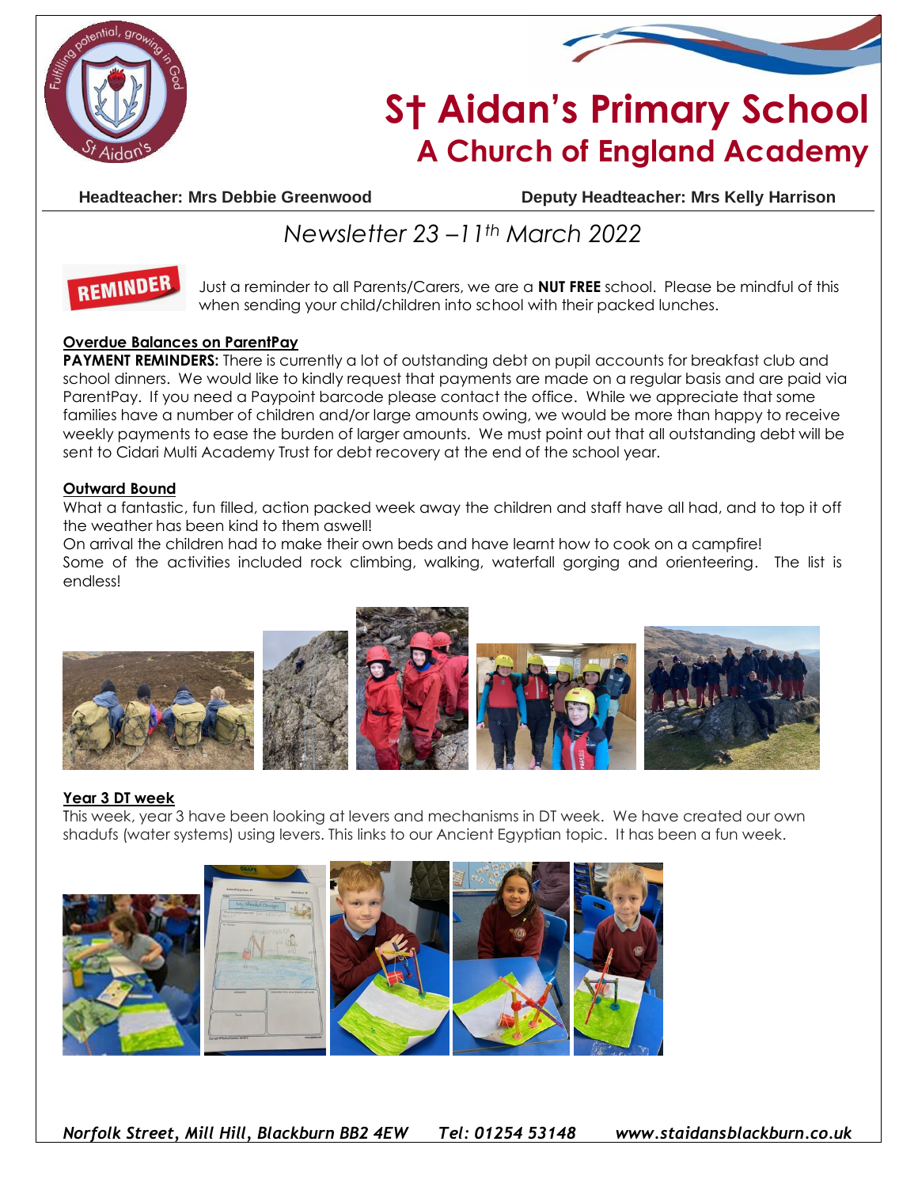# St Aidan's Primary School
## A Church of England Academy

**Headteacher: Mrs Debbie Greenwood** **Deputy Headteacher: Mrs Kelly Harrison**

*Newsletter 23 –11th March 2022*

**REMINDER**

Just a reminder to all Parents/Carers, we are a **NUT FREE** school. Please be mindful of this when sending your child/children into school with their packed lunches.

### Overdue Balances on ParentPay

**PAYMENT REMINDERS:** There is currently a lot of outstanding debt on pupil accounts for breakfast club and school dinners. We would like to kindly request that payments are made on a regular basis and are paid via ParentPay. If you need a Paypoint barcode please contact the office. While we appreciate that some families have a number of children and/or large amounts owing, we would be more than happy to receive weekly payments to ease the burden of larger amounts. We must point out that all outstanding debt will be sent to Cidari Multi Academy Trust for debt recovery at the end of the school year.

### Outward Bound

What a fantastic, fun filled, action packed week away the children and staff have all had, and to top it off the weather has been kind to them aswell!

On arrival the children had to make their own beds and have learnt how to cook on a campfire!

Some of the activities included rock climbing, walking, waterfall gorging and orienteering. The list is endless!

### Year 3 DT week

This week, year 3 have been looking at levers and mechanisms in DT week. We have created our own shadufs (water systems) using levers. This links to our Ancient Egyptian topic. It has been a fun week.

*Norfolk Street, Mill Hill, Blackburn BB2 4EW Tel: 01254 53148 www.staidansblackburn.co.uk*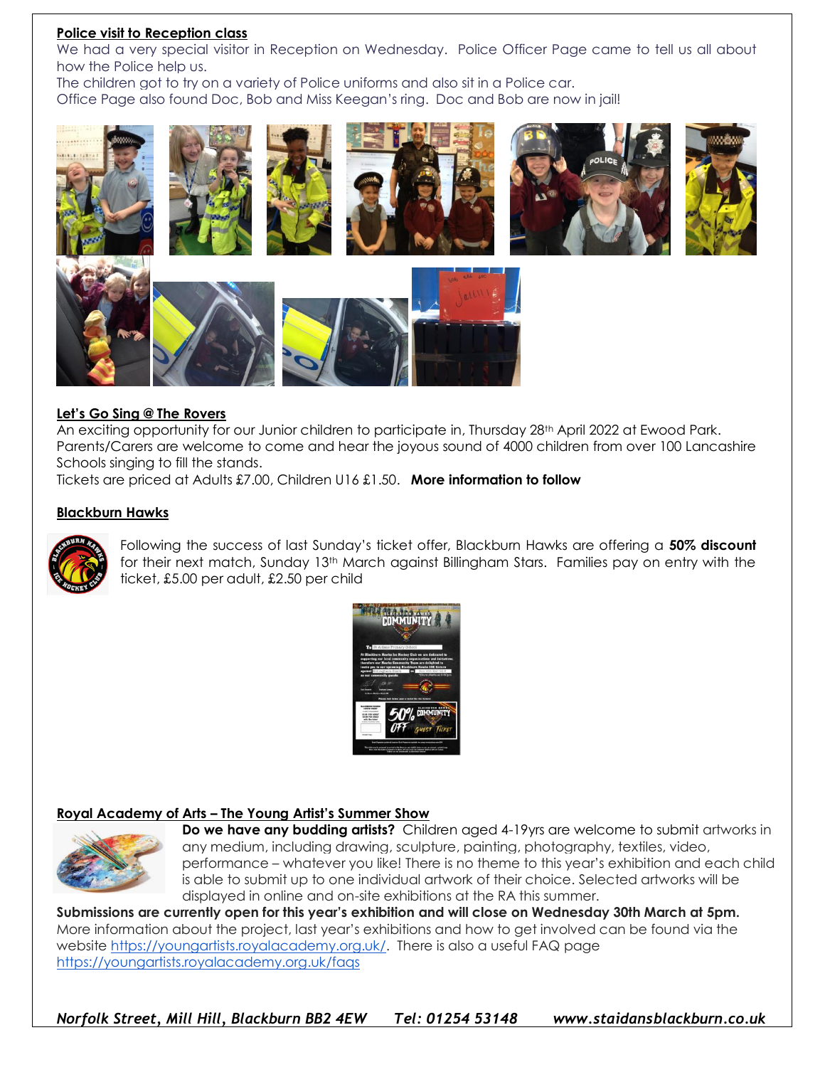**Police visit to Reception class**

We had a very special visitor in Reception on Wednesday. Police Officer Page came to tell us all about how the Police help us.

The children got to try on a variety of Police uniforms and also sit in a Police car.

Office Page also found Doc, Bob and Miss Keegan's ring. Doc and Bob are now in jail!

**Let's Go Sing @ The Rovers**

An exciting opportunity for our Junior children to participate in, Thursday 28th April 2022 at Ewood Park. Parents/Carers are welcome to come and hear the joyous sound of 4000 children from over 100 Lancashire Schools singing to fill the stands.

Tickets are priced at Adults £7.00, Children U16 £1.50. **More information to follow**

**Blackburn Hawks**

Following the success of last Sunday's ticket offer, Blackburn Hawks are offering a **50% discount** for their next match, Sunday 13th March against Billingham Stars. Families pay on entry with the ticket, £5.00 per adult, £2.50 per child

**Royal Academy of Arts – The Young Artist's Summer Show**

**Do we have any budding artists?** Children aged 4-19yrs are welcome to submit artworks in any medium, including drawing, sculpture, painting, photography, textiles, video, performance – whatever you like! There is no theme to this year's exhibition and each child is able to submit up to one individual artwork of their choice. Selected artworks will be displayed in online and on-site exhibitions at the RA this summer.

**Submissions are currently open for this year's exhibition and will close on Wednesday 30th March at 5pm.** More information about the project, last year's exhibitions and how to get involved can be found via the website https://youngartists.royalacademy.org.uk/. There is also a useful FAQ page https://youngartists.royalacademy.org.uk/faqs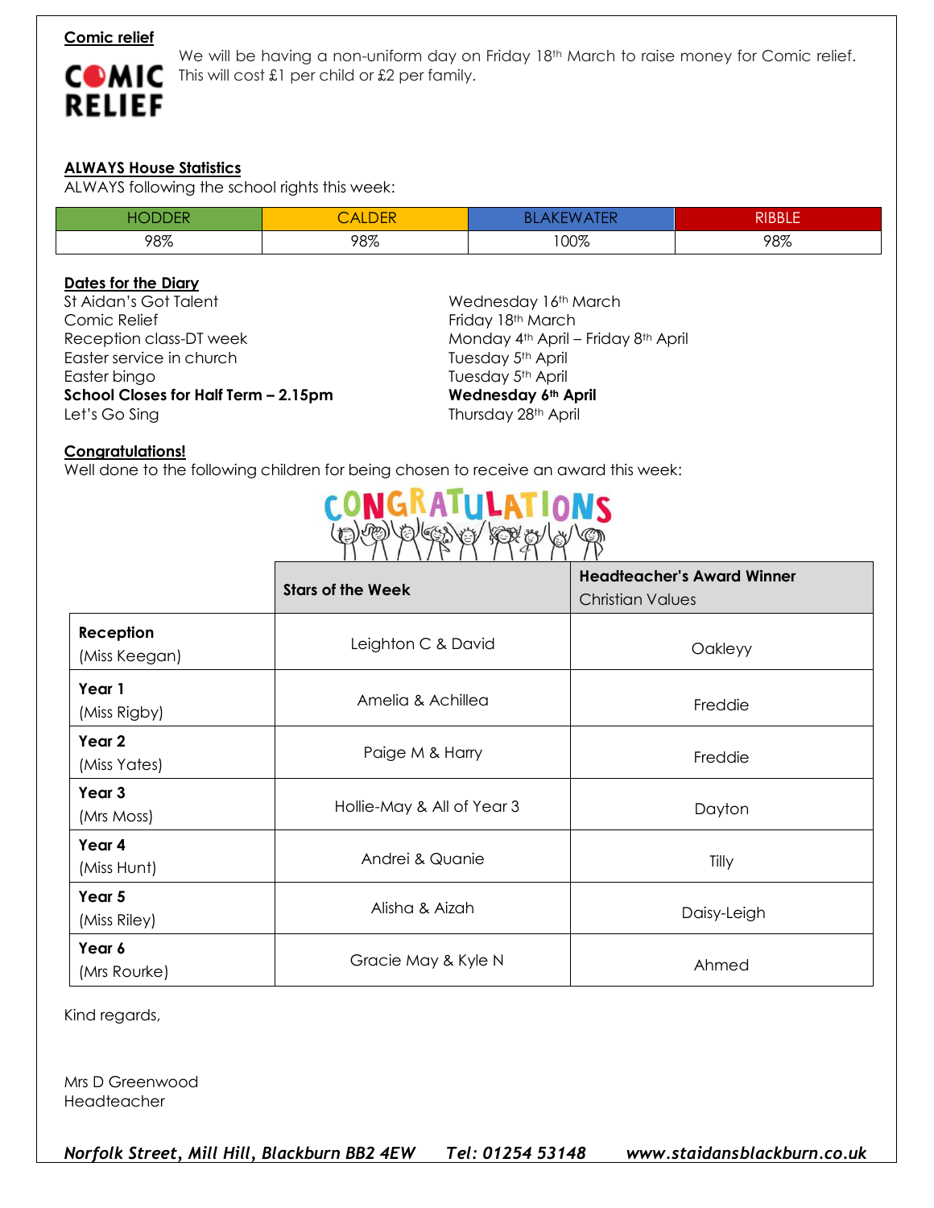**Comic relief**

We will be having a non-uniform day on Friday 18th March to raise money for Comic relief. This will cost £1 per child or £2 per family.

**ALWAYS House Statistics**

ALWAYS following the school rights this week:

| HODDER | CALDER | BLAKEWATER | RIBBLE |
|---|---|---|---|
| 98% | 98% | 100% | 98% |

**Dates for the Diary**

| | |
|---|---|
| St Aidan's Got Talent | Wednesday 16th March |
| Comic Relief | Friday 18th March |
| Reception class-DT week | Monday 4th April – Friday 8th April |
| Easter service in church | Tuesday 5th April |
| Easter bingo | Tuesday 5th April |
| **School Closes for Half Term – 2.15pm** | **Wednesday 6th April** |
| Let's Go Sing | Thursday 28th April |

**Congratulations!**

Well done to the following children for being chosen to receive an award this week:

| | **Stars of the Week** | **Headteacher's Award Winner** Christian Values |
|---|---|---|
| **Reception** (Miss Keegan) | Leighton C & David | Oakleyy |
| **Year 1** (Miss Rigby) | Amelia & Achillea | Freddie |
| **Year 2** (Miss Yates) | Paige M & Harry | Freddie |
| **Year 3** (Mrs Moss) | Hollie-May & All of Year 3 | Dayton |
| **Year 4** (Miss Hunt) | Andrei & Quanie | Tilly |
| **Year 5** (Miss Riley) | Alisha & Aizah | Daisy-Leigh |
| **Year 6** (Mrs Rourke) | Gracie May & Kyle N | Ahmed |

Kind regards,

Mrs D Greenwood
Headteacher

*Norfolk Street, Mill Hill, Blackburn BB2 4EW Tel: 01254 53148 www.staidansblackburn.co.uk*